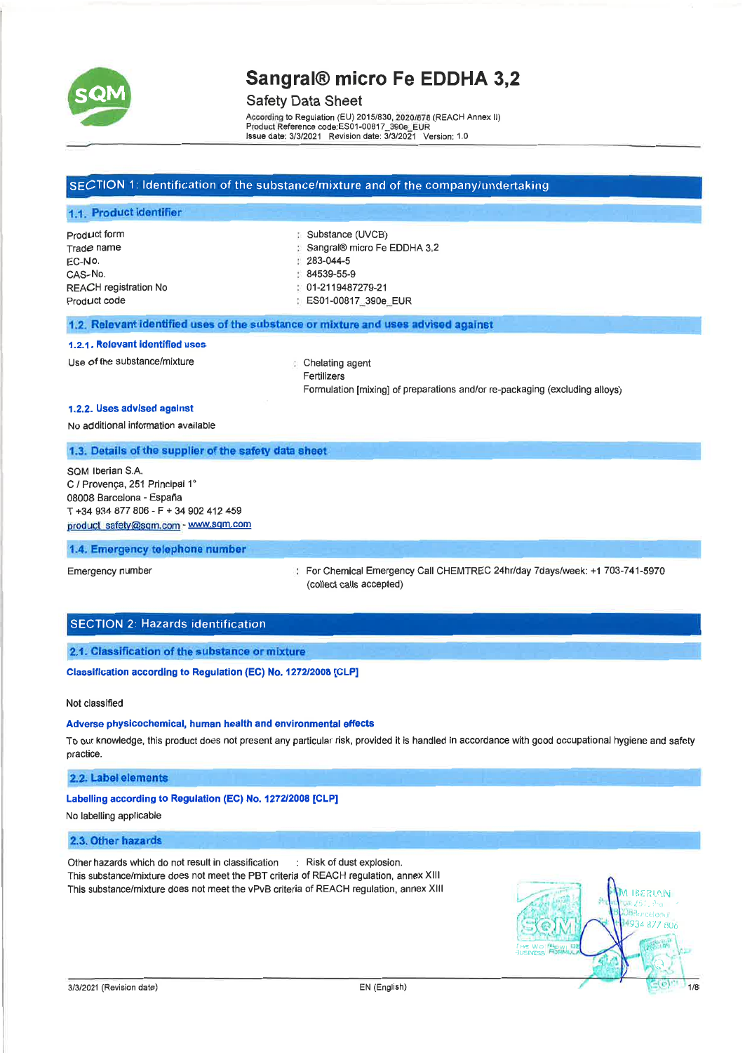# Sangral® micro Fe EDDHA 3,2

Safety Data Sheet

According to Regulation (EU) 2015/830, 2020/878 (REACH Annex II)
Product Reference code:ES01-00817_390e_EUR
Issue date: 3/3/2021 Revision date: 3/3/2021 Version: 1.0

## SECTION 1: Identification of the substance/mixture and of the company/undertaking

### 1.1. Product identifier

| | |
|---|---|
| Product form | : Substance (UVCB) |
| Trade name | : Sangral® micro Fe EDDHA 3,2 |
| EC-No. | : 283-044-5 |
| CAS-No. | : 84539-55-9 |
| REACH registration No | : 01-2119487279-21 |
| Product code | : ES01-00817_390e_EUR |

### 1.2. Relevant identified uses of the substance or mixture and uses advised against

#### 1.2.1. Relevant identified uses

Use of the substance/mixture : Chelating agent
Fertilizers
Formulation [mixing] of preparations and/or re-packaging (excluding alloys)

#### 1.2.2. Uses advised against

No additional information available

### 1.3. Details of the supplier of the safety data sheet

SQM Iberian S.A.
C / Provença, 251 Principal 1°
08008 Barcelona - España
T +34 934 877 806 - F + 34 902 412 459
product_safety@sqm.com - www.sqm.com

### 1.4. Emergency telephone number

Emergency number : For Chemical Emergency Call CHEMTREC 24hr/day 7days/week: +1 703-741-5970 (collect calls accepted)

## SECTION 2: Hazards identification

### 2.1. Classification of the substance or mixture

**Classification according to Regulation (EC) No. 1272/2008 [CLP]**

Not classified

**Adverse physicochemical, human health and environmental effects**

To our knowledge, this product does not present any particular risk, provided it is handled in accordance with good occupational hygiene and safety practice.

### 2.2. Label elements

**Labelling according to Regulation (EC) No. 1272/2008 [CLP]**

No labelling applicable

### 2.3. Other hazards

Other hazards which do not result in classification : Risk of dust explosion.
This substance/mixture does not meet the PBT criteria of REACH regulation, annex XIII
This substance/mixture does not meet the vPvB criteria of REACH regulation, annex XIII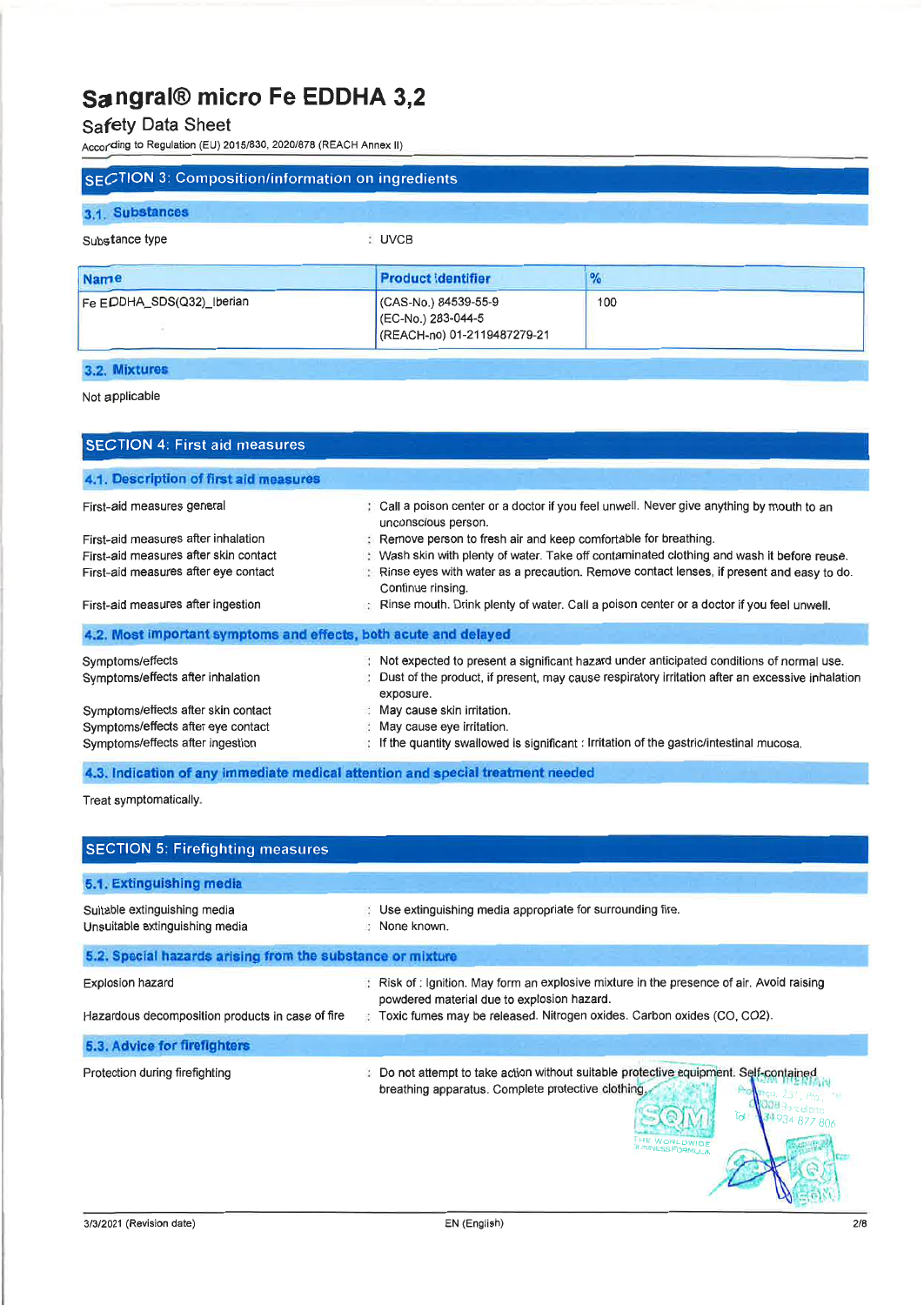# Sangral® micro Fe EDDHA 3,2

Safety Data Sheet

According to Regulation (EU) 2015/830, 2020/878 (REACH Annex II)

## SECTION 3: Composition/information on ingredients

### 3.1. Substances

Substance type : UVCB

| Name | Product identifier | % |
|---|---|---|
| Fe EDDHA_SDS(Q32)_Iberian | (CAS-No.) 84539-55-9<br>(EC-No.) 283-044-5<br>(REACH-no) 01-2119487279-21 | 100 |

### 3.2. Mixtures

Not applicable

## SECTION 4: First aid measures

### 4.1. Description of first aid measures

First-aid measures general : Call a poison center or a doctor if you feel unwell. Never give anything by mouth to an unconscious person.

First-aid measures after inhalation : Remove person to fresh air and keep comfortable for breathing.

First-aid measures after skin contact : Wash skin with plenty of water. Take off contaminated clothing and wash it before reuse.

First-aid measures after eye contact : Rinse eyes with water as a precaution. Remove contact lenses, if present and easy to do. Continue rinsing.

First-aid measures after ingestion : Rinse mouth. Drink plenty of water. Call a poison center or a doctor if you feel unwell.

### 4.2. Most important symptoms and effects, both acute and delayed

Symptoms/effects : Not expected to present a significant hazard under anticipated conditions of normal use.

Symptoms/effects after inhalation : Dust of the product, if present, may cause respiratory irritation after an excessive inhalation exposure.

Symptoms/effects after skin contact : May cause skin irritation.

Symptoms/effects after eye contact : May cause eye irritation.

Symptoms/effects after ingestion : If the quantity swallowed is significant : Irritation of the gastric/intestinal mucosa.

### 4.3. Indication of any immediate medical attention and special treatment needed

Treat symptomatically.

## SECTION 5: Firefighting measures

### 5.1. Extinguishing media

Suitable extinguishing media : Use extinguishing media appropriate for surrounding fire.

Unsuitable extinguishing media : None known.

### 5.2. Special hazards arising from the substance or mixture

Explosion hazard : Risk of : Ignition. May form an explosive mixture in the presence of air. Avoid raising powdered material due to explosion hazard.

Hazardous decomposition products in case of fire : Toxic fumes may be released. Nitrogen oxides. Carbon oxides (CO, CO2).

### 5.3. Advice for firefighters

Protection during firefighting : Do not attempt to take action without suitable protective equipment. Self-contained breathing apparatus. Complete protective clothing.

3/3/2021 (Revision date)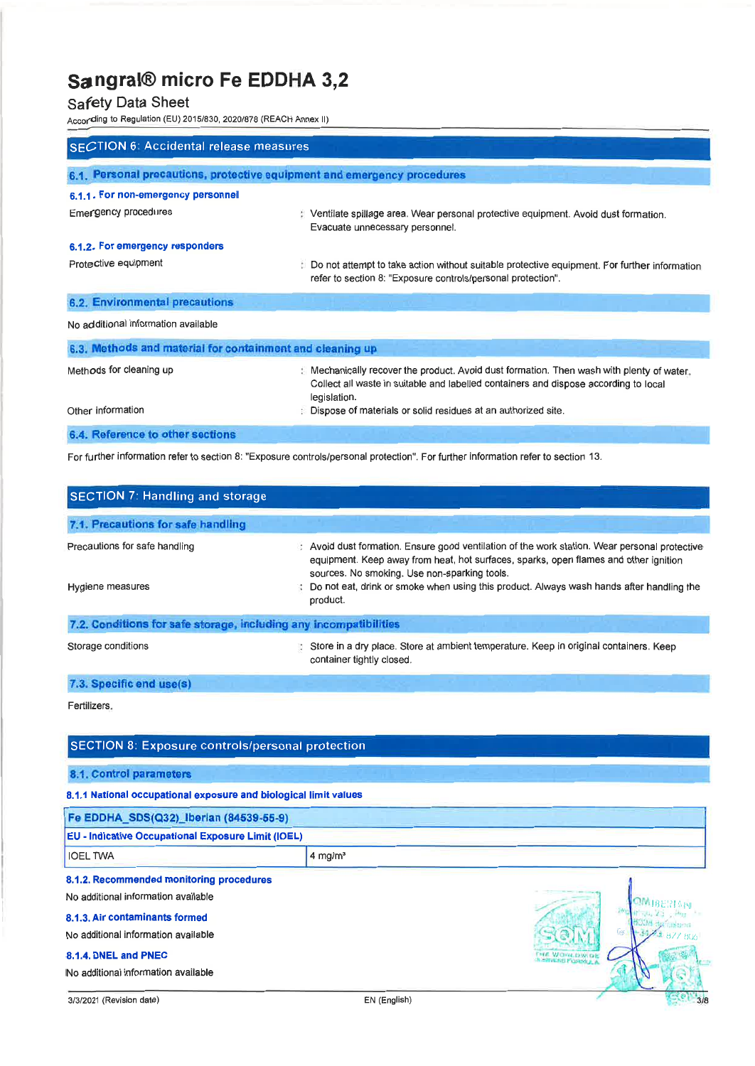# Sangral® micro Fe EDDHA 3,2

Safety Data Sheet

According to Regulation (EU) 2015/830, 2020/878 (REACH Annex II)

## SECTION 6: Accidental release measures

### 6.1. Personal precautions, protective equipment and emergency procedures

#### 6.1.1. For non-emergency personnel

Emergency procedures : Ventilate spillage area. Wear personal protective equipment. Avoid dust formation. Evacuate unnecessary personnel.

#### 6.1.2. For emergency responders

Protective equipment : Do not attempt to take action without suitable protective equipment. For further information refer to section 8: "Exposure controls/personal protection".

### 6.2. Environmental precautions

No additional information available

### 6.3. Methods and material for containment and cleaning up

Methods for cleaning up : Mechanically recover the product. Avoid dust formation. Then wash with plenty of water. Collect all waste in suitable and labelled containers and dispose according to local legislation.

Other information : Dispose of materials or solid residues at an authorized site.

### 6.4. Reference to other sections

For further information refer to section 8: "Exposure controls/personal protection". For further information refer to section 13.

## SECTION 7: Handling and storage

### 7.1. Precautions for safe handling

Precautions for safe handling : Avoid dust formation. Ensure good ventilation of the work station. Wear personal protective equipment. Keep away from heat, hot surfaces, sparks, open flames and other ignition sources. No smoking. Use non-sparking tools.

Hygiene measures : Do not eat, drink or smoke when using this product. Always wash hands after handling the product.

### 7.2. Conditions for safe storage, including any incompatibilities

Storage conditions : Store in a dry place. Store at ambient temperature. Keep in original containers. Keep container tightly closed.

### 7.3. Specific end use(s)

Fertilizers.

## SECTION 8: Exposure controls/personal protection

### 8.1. Control parameters

#### 8.1.1 National occupational exposure and biological limit values

| Fe EDDHA_SDS(Q32)_Iberian (84539-55-9) | |
|---|---|
| **EU - Indicative Occupational Exposure Limit (IOEL)** | |
| IOEL TWA | 4 mg/m³ |

#### 8.1.2. Recommended monitoring procedures

No additional information available

#### 8.1.3. Air contaminants formed

No additional information available

#### 8.1.4. DNEL and PNEC

No additional information available

3/3/2021 (Revision date) EN (English)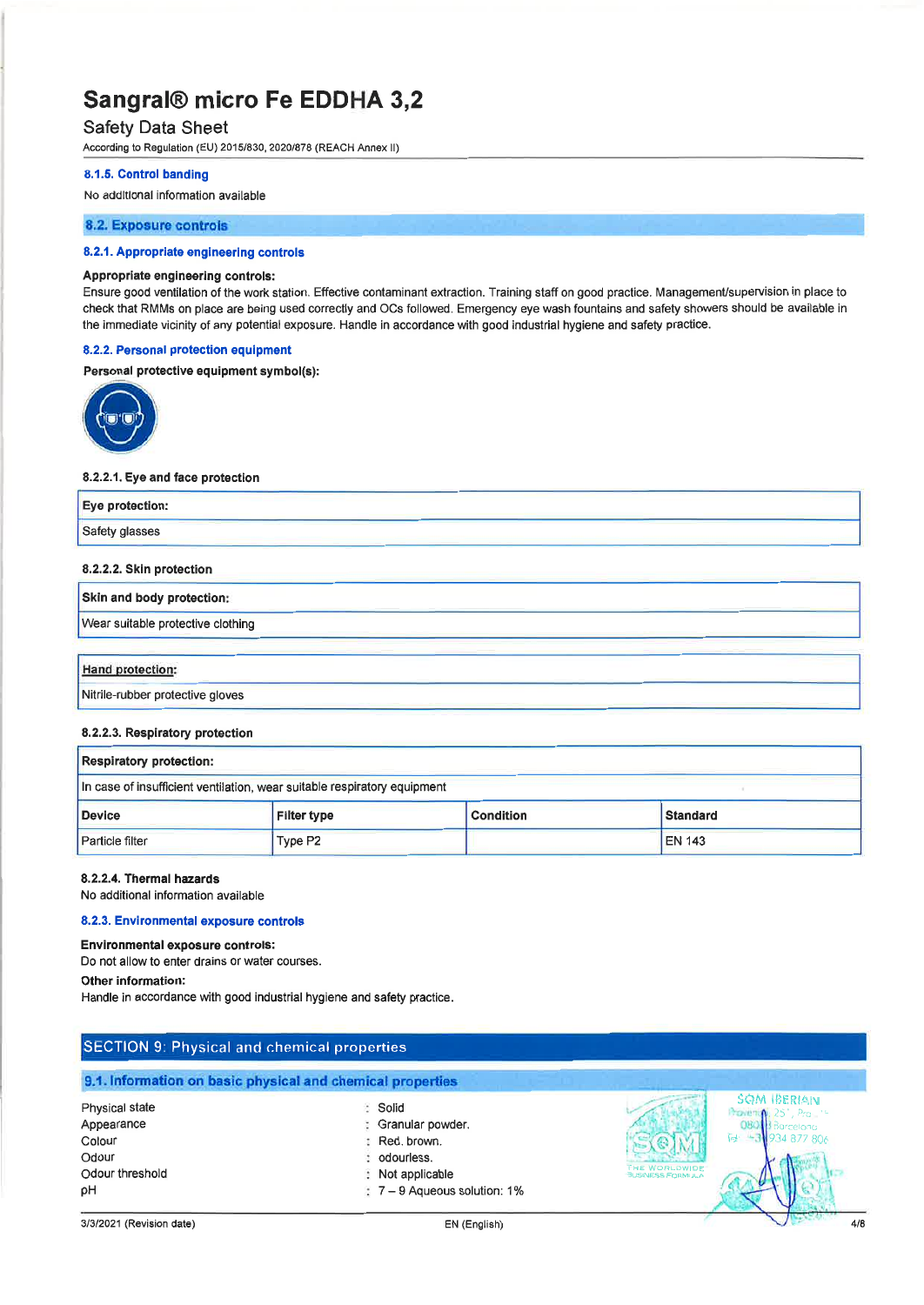# Sangral® micro Fe EDDHA 3,2

## Safety Data Sheet

According to Regulation (EU) 2015/830, 2020/878 (REACH Annex II)

### 8.1.5. Control banding

No additional information available

### 8.2. Exposure controls

#### 8.2.1. Appropriate engineering controls

**Appropriate engineering controls:**

Ensure good ventilation of the work station. Effective contaminant extraction. Training staff on good practice. Management/supervision in place to check that RMMs on place are being used correctly and OCs followed. Emergency eye wash fountains and safety showers should be available in the immediate vicinity of any potential exposure. Handle in accordance with good industrial hygiene and safety practice.

#### 8.2.2. Personal protection equipment

**Personal protective equipment symbol(s):**

**8.2.2.1. Eye and face protection**

| Eye protection: |
|---|
| Safety glasses |

**8.2.2.2. Skin protection**

| Skin and body protection: |
|---|
| Wear suitable protective clothing |

| Hand protection: |
|---|
| Nitrile-rubber protective gloves |

**8.2.2.3. Respiratory protection**

| Respiratory protection: | | | |
|---|---|---|---|
| In case of insufficient ventilation, wear suitable respiratory equipment | | | |
| **Device** | **Filter type** | **Condition** | **Standard** |
| Particle filter | Type P2 | | EN 143 |

**8.2.2.4. Thermal hazards**

No additional information available

#### 8.2.3. Environmental exposure controls

**Environmental exposure controls:**

Do not allow to enter drains or water courses.

**Other information:**

Handle in accordance with good industrial hygiene and safety practice.

## SECTION 9: Physical and chemical properties

### 9.1. Information on basic physical and chemical properties

| | |
|---|---|
| Physical state | : Solid |
| Appearance | : Granular powder. |
| Colour | : Red. brown. |
| Odour | : odourless. |
| Odour threshold | : Not applicable |
| pH | : 7 – 9 Aqueous solution: 1% |

3/3/2021 (Revision date) EN (English)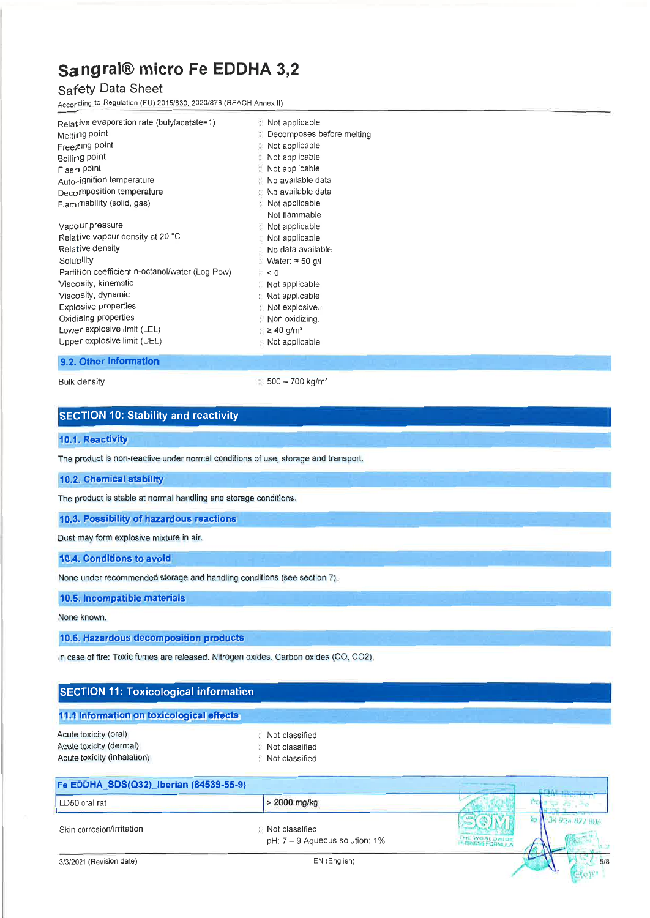| Property | | Value |
|---|---|---|
| Relative evaporation rate (butylacetate=1) | : | Not applicable |
| Melting point | : | Decomposes before melting |
| Freezing point | : | Not applicable |
| Boiling point | : | Not applicable |
| Flash point | : | Not applicable |
| Auto-ignition temperature | : | No available data |
| Decomposition temperature | : | No available data |
| Flammability (solid, gas) | : | Not applicable<br>Not flammable |
| Vapour pressure | : | Not applicable |
| Relative vapour density at 20 °C | : | Not applicable |
| Relative density | : | No data available |
| Solubility | : | Water: ≈ 50 g/l |
| Partition coefficient n-octanol/water (Log Pow) | : | $< 0$ |
| Viscosity, kinematic | : | Not applicable |
| Viscosity, dynamic | : | Not applicable |
| Explosive properties | : | Not explosive. |
| Oxidising properties | : | Non oxidizing. |
| Lower explosive limit (LEL) | : | ≥ 40 g/m³ |
| Upper explosive limit (UEL) | : | Not applicable |

### 9.2. Other information

| Property | | Value |
|---|---|---|
| Bulk density | : | 500 – 700 kg/m³ |

## SECTION 10: Stability and reactivity

### 10.1. Reactivity

The product is non-reactive under normal conditions of use, storage and transport.

### 10.2. Chemical stability

The product is stable at normal handling and storage conditions.

### 10.3. Possibility of hazardous reactions

Dust may form explosive mixture in air.

### 10.4. Conditions to avoid

None under recommended storage and handling conditions (see section 7).

### 10.5. Incompatible materials

None known.

### 10.6. Hazardous decomposition products

In case of fire: Toxic fumes are released. Nitrogen oxides. Carbon oxides ($CO$, $CO_2$).

## SECTION 11: Toxicological information

### 11.1 Information on toxicological effects

| Property | | Value |
|---|---|---|
| Acute toxicity (oral) | : | Not classified |
| Acute toxicity (dermal) | : | Not classified |
| Acute toxicity (inhalation) | : | Not classified |

| Fe EDDHA_SDS(Q32)_Iberian (84539-55-9) | |
|---|---|
| LD50 oral rat | > 2000 mg/kg |

| Property | | Value |
|---|---|---|
| Skin corrosion/irritation | : | Not classified<br>pH: 7 – 9 Aqueous solution: 1% |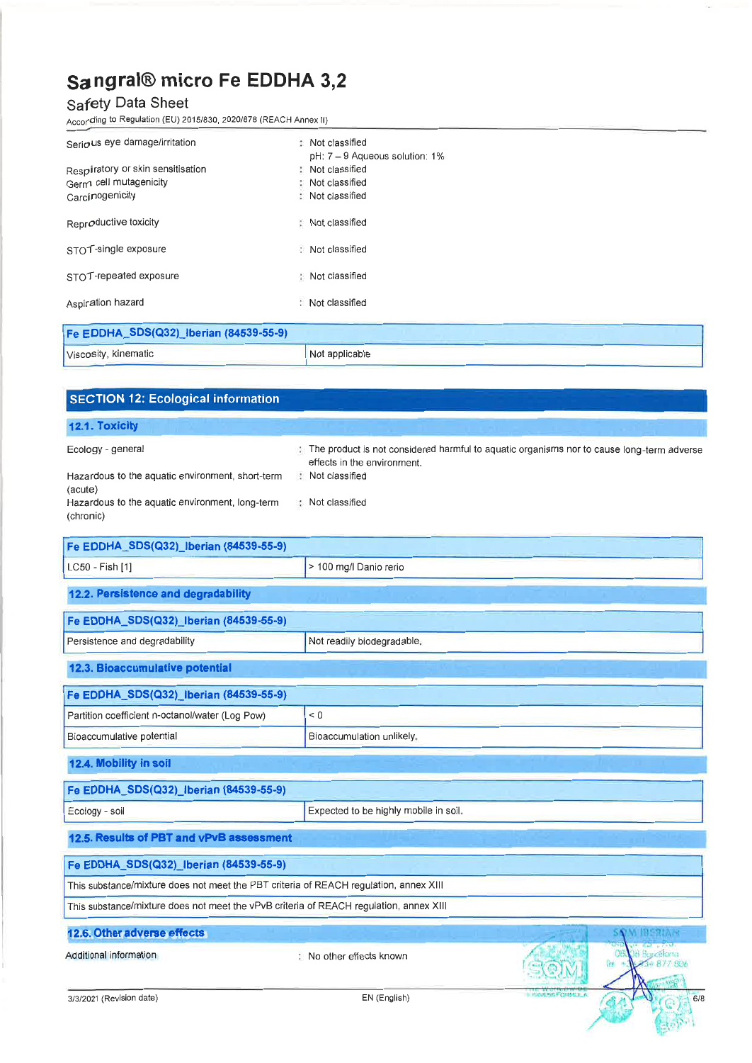| | | |
|---|---|---|
| Serious eye damage/irritation | : | Not classified<br>pH: 7 – 9 Aqueous solution: 1% |
| Respiratory or skin sensitisation | : | Not classified |
| Germ cell mutagenicity | : | Not classified |
| Carcinogenicity | : | Not classified |
| Reproductive toxicity | : | Not classified |
| STOT-single exposure | : | Not classified |
| STOT-repeated exposure | : | Not classified |
| Aspiration hazard | : | Not classified |

| Fe EDDHA_SDS(Q32)_Iberian (84539-55-9) | |
|---|---|
| Viscosity, kinematic | Not applicable |

## SECTION 12: Ecological information

### 12.1. Toxicity

| | | |
|---|---|---|
| Ecology - general | : | The product is not considered harmful to aquatic organisms nor to cause long-term adverse effects in the environment. |
| Hazardous to the aquatic environment, short-term (acute) | : | Not classified |
| Hazardous to the aquatic environment, long-term (chronic) | : | Not classified |

| Fe EDDHA_SDS(Q32)_Iberian (84539-55-9) | |
|---|---|
| LC50 - Fish [1] | > 100 mg/l Danio rerio |

### 12.2. Persistence and degradability

| Fe EDDHA_SDS(Q32)_Iberian (84539-55-9) | |
|---|---|
| Persistence and degradability | Not readily biodegradable. |

### 12.3. Bioaccumulative potential

| Fe EDDHA_SDS(Q32)_Iberian (84539-55-9) | |
|---|---|
| Partition coefficient n-octanol/water (Log Pow) | < 0 |
| Bioaccumulative potential | Bioaccumulation unlikely. |

### 12.4. Mobility in soil

| Fe EDDHA_SDS(Q32)_Iberian (84539-55-9) | |
|---|---|
| Ecology - soil | Expected to be highly mobile in soil. |

### 12.5. Results of PBT and vPvB assessment

| Fe EDDHA_SDS(Q32)_Iberian (84539-55-9) |
|---|
| This substance/mixture does not meet the PBT criteria of REACH regulation, annex XIII |
| This substance/mixture does not meet the vPvB criteria of REACH regulation, annex XIII |

### 12.6. Other adverse effects

| | | |
|---|---|---|
| Additional information | : | No other effects known |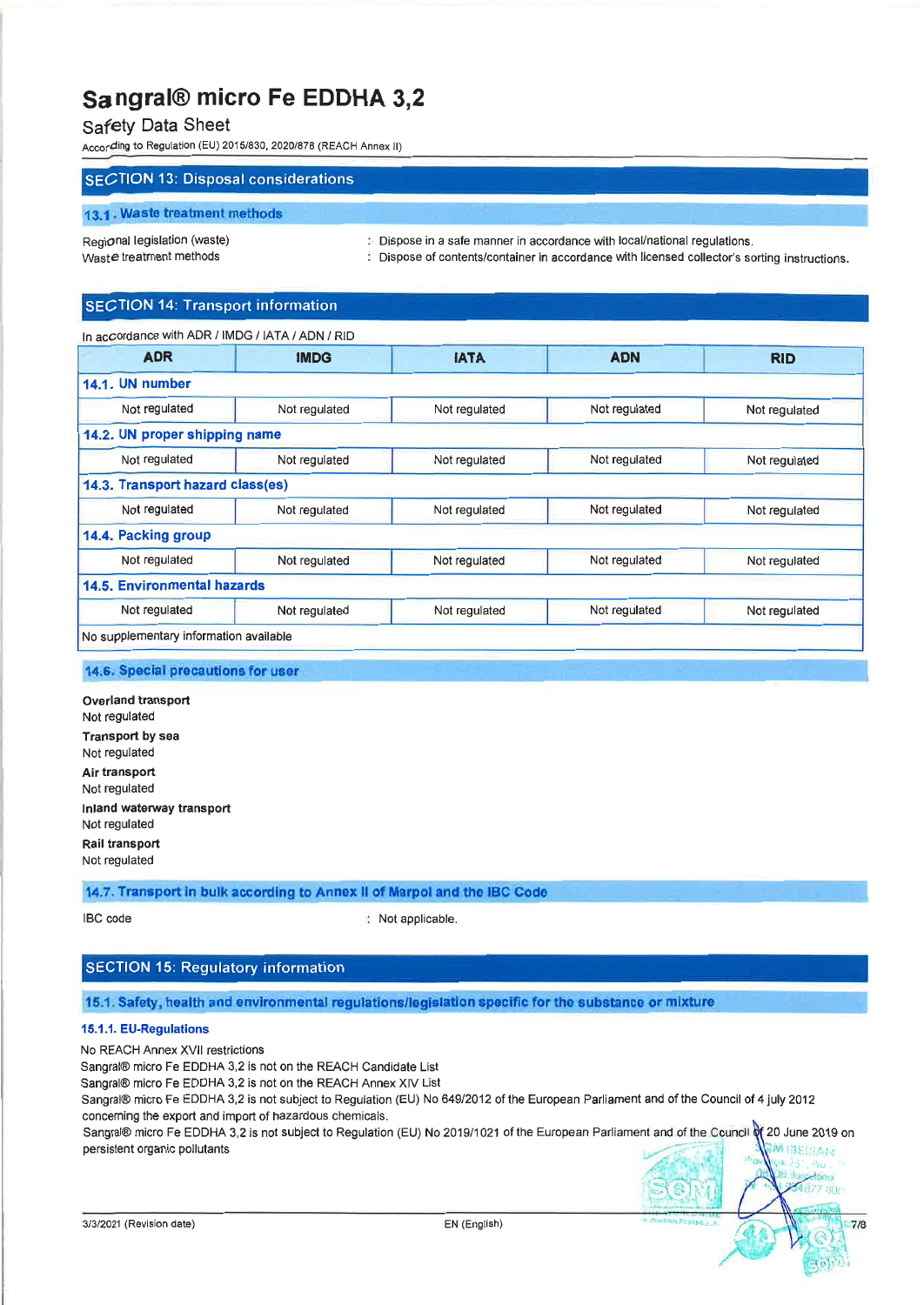# Sangral® micro Fe EDDHA 3,2

Safety Data Sheet

According to Regulation (EU) 2015/830, 2020/878 (REACH Annex II)

## SECTION 13: Disposal considerations

### 13.1. Waste treatment methods

Regional legislation (waste) : Dispose in a safe manner in accordance with local/national regulations.

Waste treatment methods : Dispose of contents/container in accordance with licensed collector's sorting instructions.

## SECTION 14: Transport information

In accordance with ADR / IMDG / IATA / ADN / RID

| ADR | IMDG | IATA | ADN | RID |
|---|---|---|---|---|
| **14.1. UN number** | | | | |
| Not regulated | Not regulated | Not regulated | Not regulated | Not regulated |
| **14.2. UN proper shipping name** | | | | |
| Not regulated | Not regulated | Not regulated | Not regulated | Not regulated |
| **14.3. Transport hazard class(es)** | | | | |
| Not regulated | Not regulated | Not regulated | Not regulated | Not regulated |
| **14.4. Packing group** | | | | |
| Not regulated | Not regulated | Not regulated | Not regulated | Not regulated |
| **14.5. Environmental hazards** | | | | |
| Not regulated | Not regulated | Not regulated | Not regulated | Not regulated |
| No supplementary information available | | | | |

### 14.6. Special precautions for user

**Overland transport**
Not regulated

**Transport by sea**
Not regulated

**Air transport**
Not regulated

**Inland waterway transport**
Not regulated

**Rail transport**
Not regulated

### 14.7. Transport in bulk according to Annex II of Marpol and the IBC Code

IBC code : Not applicable.

## SECTION 15: Regulatory information

### 15.1. Safety, health and environmental regulations/legislation specific for the substance or mixture

#### 15.1.1. EU-Regulations

No REACH Annex XVII restrictions

Sangral® micro Fe EDDHA 3,2 is not on the REACH Candidate List

Sangral® micro Fe EDDHA 3,2 is not on the REACH Annex XIV List

Sangral® micro Fe EDDHA 3,2 is not subject to Regulation (EU) No 649/2012 of the European Parliament and of the Council of 4 july 2012 concerning the export and import of hazardous chemicals.

Sangral® micro Fe EDDHA 3,2 is not subject to Regulation (EU) No 2019/1021 of the European Parliament and of the Council of 20 June 2019 on persistent organic pollutants

3/3/2021 (Revision date) EN (English)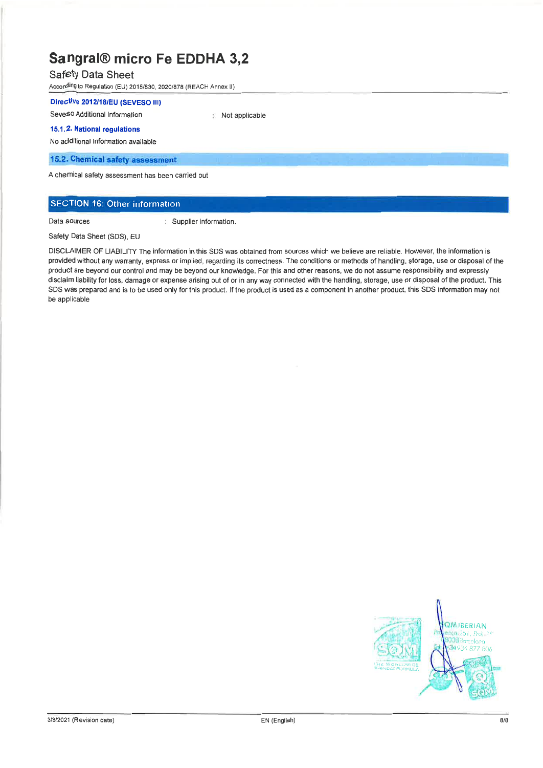**Directive 2012/18/EU (SEVESO III)**

Seveso Additional information : Not applicable

**15.1.2. National regulations**

No additional information available

## 15.2. Chemical safety assessment

A chemical safety assessment has been carried out

## SECTION 16: Other information

Data sources : Supplier information.

Safety Data Sheet (SDS), EU

DISCLAIMER OF LIABILITY The information in this SDS was obtained from sources which we believe are reliable. However, the information is provided without any warranty, express or implied, regarding its correctness. The conditions or methods of handling, storage, use or disposal of the product are beyond our control and may be beyond our knowledge. For this and other reasons, we do not assume responsibility and expressly disclaim liability for loss, damage or expense arising out of or in any way connected with the handling, storage, use or disposal of the product. This SDS was prepared and is to be used only for this product. If the product is used as a component in another product, this SDS information may not be applicable